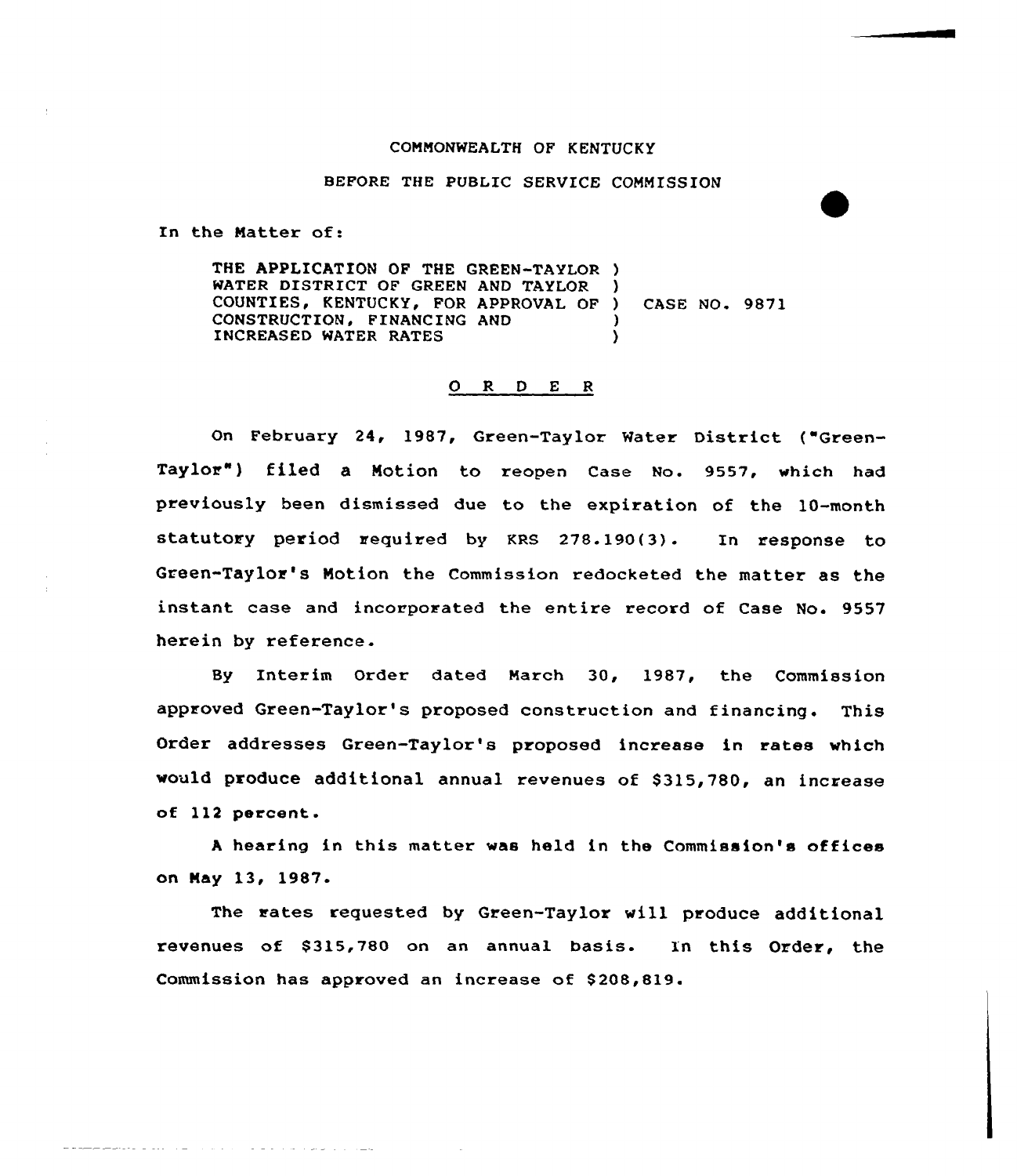COMMONWEALTH OF KENTUCKY

BEFORE THE PUBLIC SERVICE COMMISSION

In the Matter of:

THE APPLICATION OF THE GREEN-TAYLOR WATER DISTRICT OF GREEN AND TAYLOR COUNTIES, KENTUCKY, FOR APPROVAL OF CONSTRUCTION, FINANCING AND INCREASED WATER RATES ) CASE NO. 9871

# O R D E R

On February 24, 1987, Green-Taylor Water District ("Green-Taylor") filed a Motion to reopen Case No. 9557, which had previously been dismissed due to the expiration of the 10-month statutory period required by KRS 278.190(3). In response to Green-Taylor's Motion the Commission redocketed the matter as the instant case and incorporated the entire record of Case No. 9557 herein by reference.

By Interim Order dated March 30, 1987, the Commission approved Green-Taylor's proposed construction and financing. This Order addresses Green-Taylor's proposed increase in rates which would produce additional annual revenues of $315,780, an increase of 112 percent.

A hearing in this matter was held in the Commission's offices on May 13, 1987.

The rates requested by Green-Taylor will produce additional revenues of $315,780 on an annual basis. In this Order, the Commission has approved an increase of $208,819.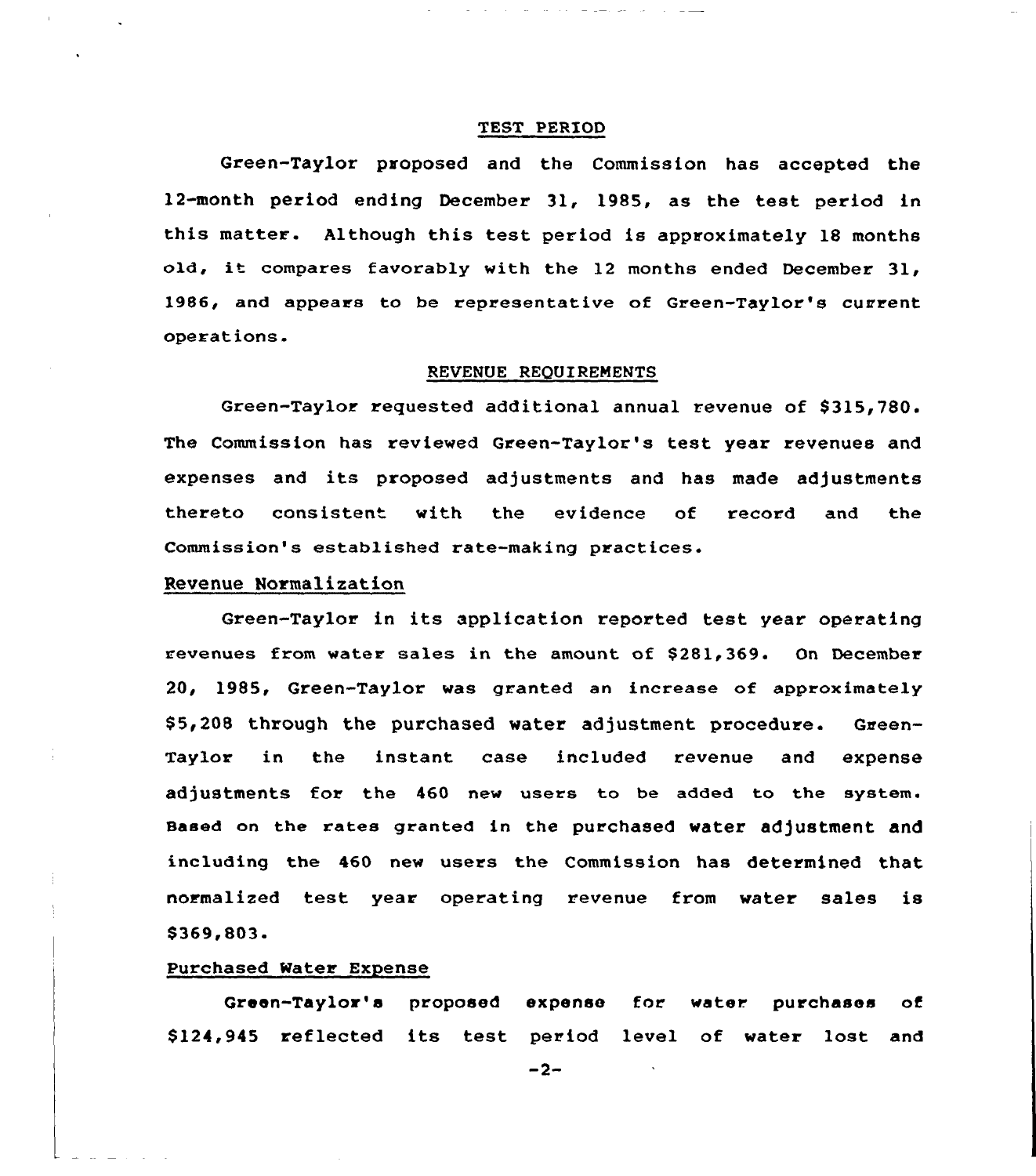## TEST PERIOD

Green-Taylor proposed and the Commission has accepted the 12-month period ending December 31, 1985, as the test period in this matter. Although this test period is approximately 18 months old, it compares favorably with the 12 months ended December 31, 1986, and appears to be representative of Green-Taylor's current operations.

## REVENUE REQUIREMENTS

Green-Taylor requested additional annual revenue of $315,780. The Commission has reviewed Green-Taylor's test year revenues and expenses and its proposed adjustments and has made adjustments thereto consistent with the evidence of record and the Commission's established rate-making practices.

### Revenue Normalization

Green-Taylor in its application reported test year operating revenues from water sales in the amount of $281,369. On December 20, 1985, Green-Taylor was granted an increase of approximately $5,208 through the purchased water adjustment procedure. Green-Taylor in the instant case included revenue and expense adjustments for the 460 new users to be added to the system. Based on the rates granted in the purchased water adjustment and including the 460 new users the Commission has determined that normalized test year operating revenue from water sales is $369,803.

### Purchased Water Expense

Green-Taylor's proposed expense for water purchases of $124,945 reflected its test period level of water lost and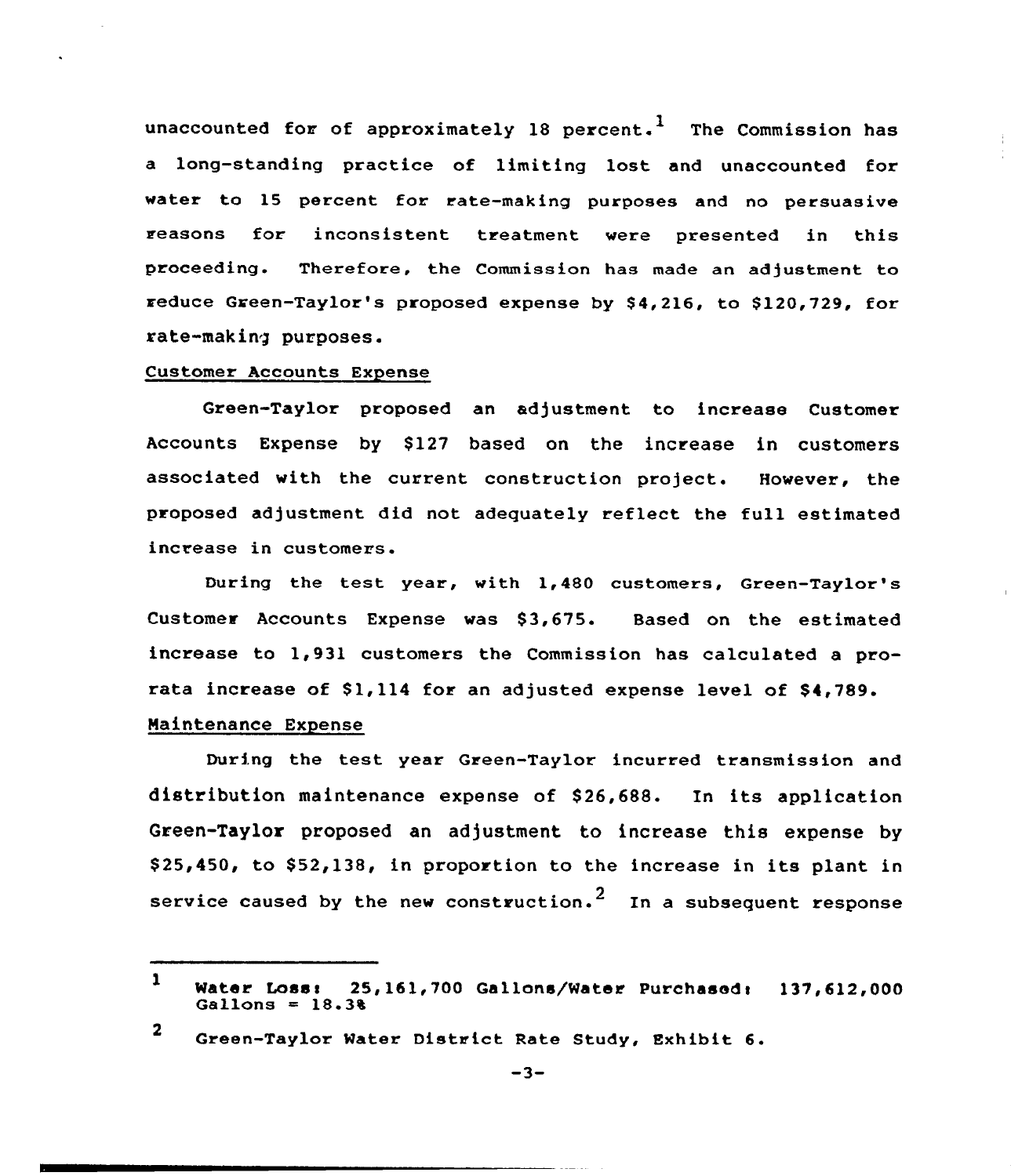unaccounted for of approximately 18 percent.[1] The Commission has a long-standing practice of limiting lost and unaccounted for water to 15 percent for rate-making purposes and no persuasive reasons for inconsistent treatment were presented in this proceeding. Therefore, the Commission has made an adjustment to reduce Green-Taylor's proposed expense by $4,216, to $120,729, for rate-making purposes.

## Customer Accounts Expense

Green-Taylor proposed an adjustment to increase Customer Accounts Expense by $127 based on the increase in customers associated with the current construction project. However, the proposed adjustment did not adequately reflect the full estimated increase in customers.

During the test year, with 1,480 customers, Green-Taylor's Customer Accounts Expense was $3,675. Based on the estimated increase to 1,931 customers the Commission has calculated a pro-rata increase of $1,114 for an adjusted expense level of $4,789.

## Maintenance Expense

During the test year Green-Taylor incurred transmission and distribution maintenance expense of $26,688. In its application Green-Taylor proposed an adjustment to increase this expense by $25,450, to $52,138, in proportion to the increase in its plant in service caused by the new construction.[2] In a subsequent response

---

[1] Water Loss: 25,161,700 Gallons/Water Purchased: 137,612,000 Gallons = 18.3%

[2] Green-Taylor Water District Rate Study, Exhibit 6.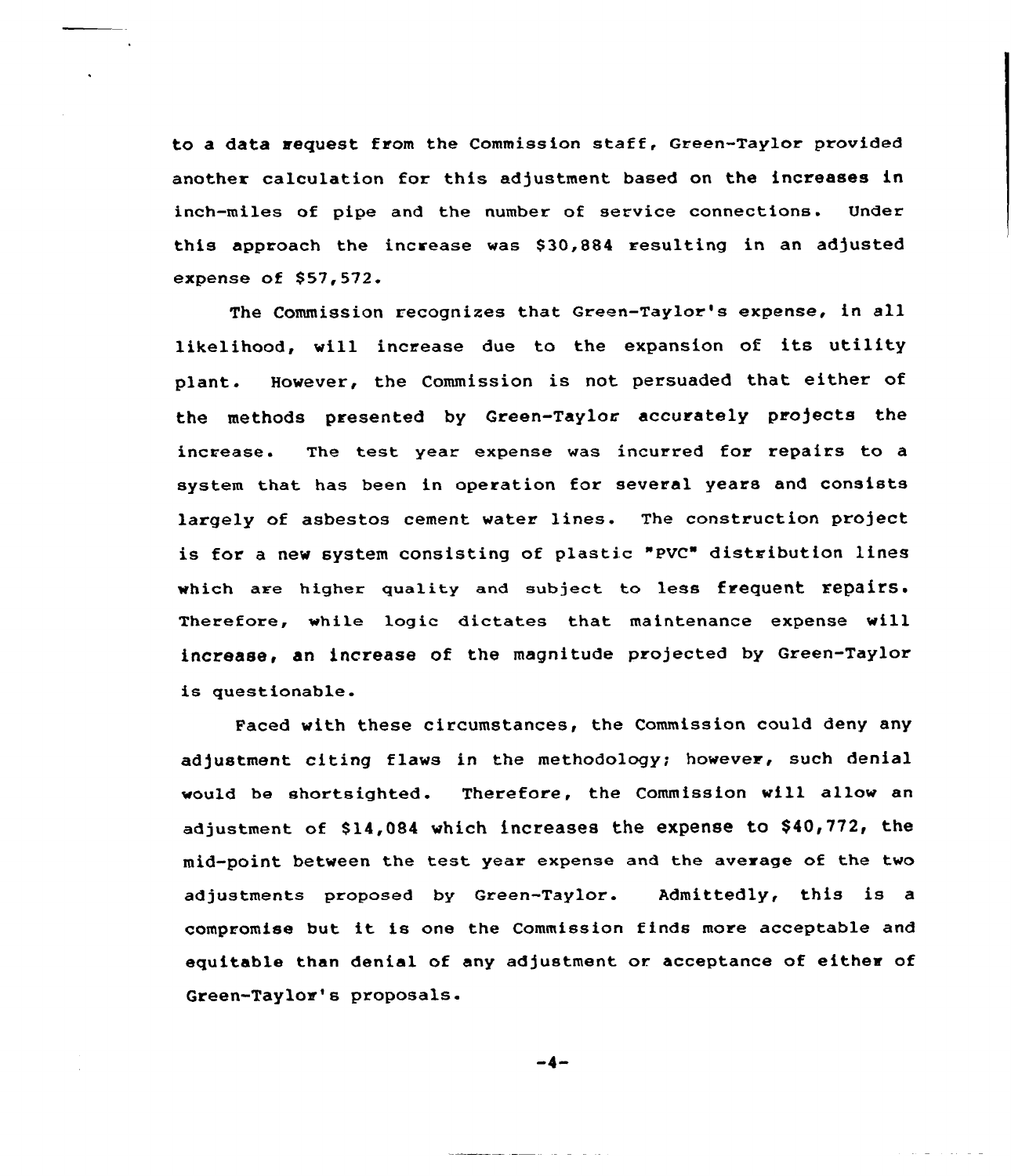to a data request from the Commission staff, Green-Taylor provided another calculation for this adjustment based on the increases in inch-miles of pipe and the number of service connections. Under this approach the increase was $30,884 resulting in an adjusted expense of $57,572.

The Commission recognizes that Green-Taylor's expense, in all likelihood, will increase due to the expansion of its utility plant. However, the Commission is not persuaded that either of the methods presented by Green-Taylor accurately projects the increase. The test year expense was incurred for repairs to a system that has been in operation for several years and consists largely of asbestos cement water lines. The construction project is for a new system consisting of plastic "PVC" distribution lines which are higher quality and subject to less frequent repairs. Therefore, while logic dictates that maintenance expense will increase, an increase of the magnitude projected by Green-Taylor is questionable.

Faced with these circumstances, the Commission could deny any adjustment citing flaws in the methodology; however, such denial would be shortsighted. Therefore, the Commission will allow an adjustment of $14,084 which increases the expense to $40,772, the mid-point between the test year expense and the average of the two adjustments proposed by Green-Taylor. Admittedly, this is a compromise but it is one the Commission finds more acceptable and equitable than denial of any adjustment or acceptance of either of Green-Taylor's proposals.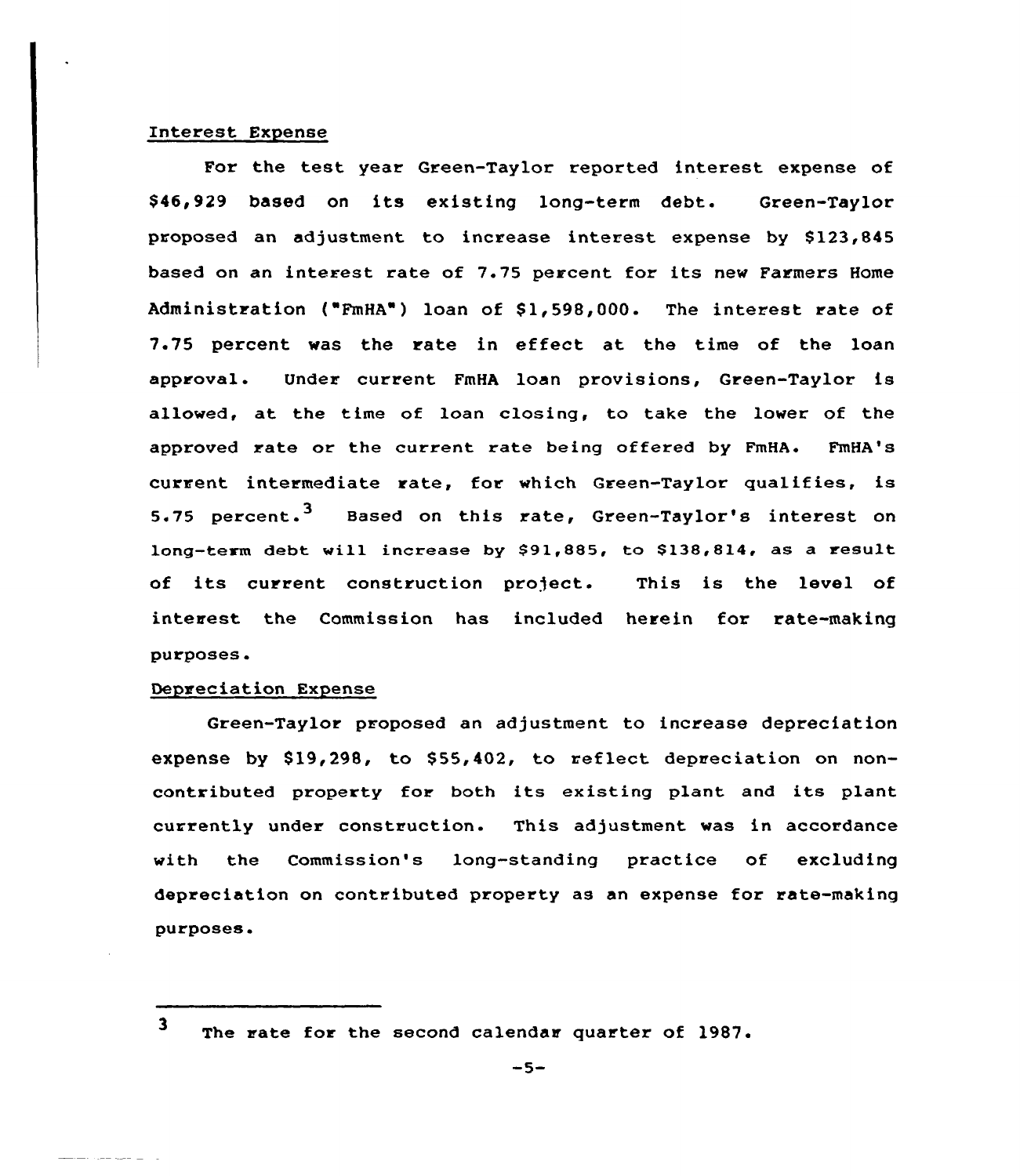### Interest Expense

For the test year Green-Taylor reported interest expense of $46,929 based on its existing long-term debt. Green-Taylor proposed an adjustment to increase interest expense by $123,845 based on an interest rate of 7.75 percent for its new Farmers Home Administration ("FmHA") loan of $1,598,000. The interest rate of 7.75 percent was the rate in effect at the time of the loan approval. Under current FmHA loan provisions, Green-Taylor is allowed, at the time of loan closing, to take the lower of the approved rate or the current rate being offered by FmHA. FmHA's current intermediate rate, for which Green-Taylor qualifies, is 5.75 percent.[3] Based on this rate, Green-Taylor's interest on long-term debt will increase by $91,885, to $138,814, as a result of its current construction project. This is the level of interest the Commission has included herein for rate-making purposes.

### Depreciation Expense

Green-Taylor proposed an adjustment to increase depreciation expense by $19,298, to $55,402, to reflect depreciation on non-contributed property for both its existing plant and its plant currently under construction. This adjustment was in accordance with the Commission's long-standing practice of excluding depreciation on contributed property as an expense for rate-making purposes.

---

[3] The rate for the second calendar quarter of 1987.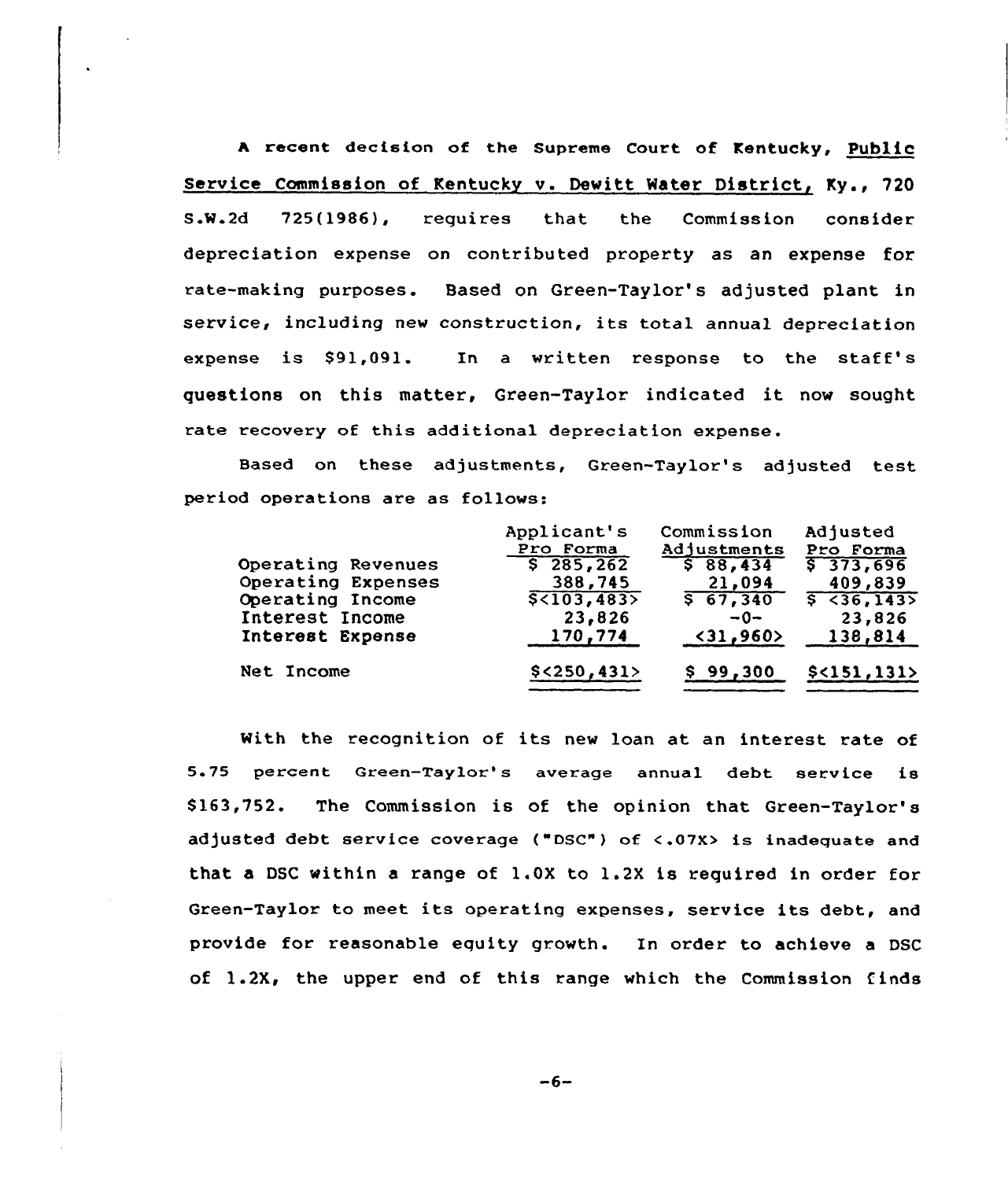A recent decision of the Supreme Court of Kentucky, Public Service Commission of Kentucky v. Dewitt Water District, Ky., 720 S.W.2d 725(1986), requires that the Commission consider depreciation expense on contributed property as an expense for rate-making purposes. Based on Green-Taylor's adjusted plant in service, including new construction, its total annual depreciation expense is $91,091. In a written response to the staff's questions on this matter, Green-Taylor indicated it now sought rate recovery of this additional depreciation expense.

Based on these adjustments, Green-Taylor's adjusted test period operations are as follows:

| | Applicant's Pro Forma | Commission Adjustments | Adjusted Pro Forma |
|---|---|---|---|
| Operating Revenues | $ 285,262 | $ 88,434 | $ 373,696 |
| Operating Expenses | 388,745 | 21,094 | 409,839 |
| Operating Income | $<103,483> | $ 67,340 | $ <36,143> |
| Interest Income | 23,826 | -0- | 23,826 |
| Interest Expense | 170,774 | <31,960> | 138,814 |
| Net Income | $<250,431> | $ 99,300 | $<151,131> |

With the recognition of its new loan at an interest rate of 5.75 percent Green-Taylor's average annual debt service is $163,752. The Commission is of the opinion that Green-Taylor's adjusted debt service coverage ("DSC") of <.07X> is inadequate and that a DSC within a range of 1.0X to 1.2X is required in order for Green-Taylor to meet its operating expenses, service its debt, and provide for reasonable equity growth. In order to achieve a DSC of 1.2X, the upper end of this range which the Commission finds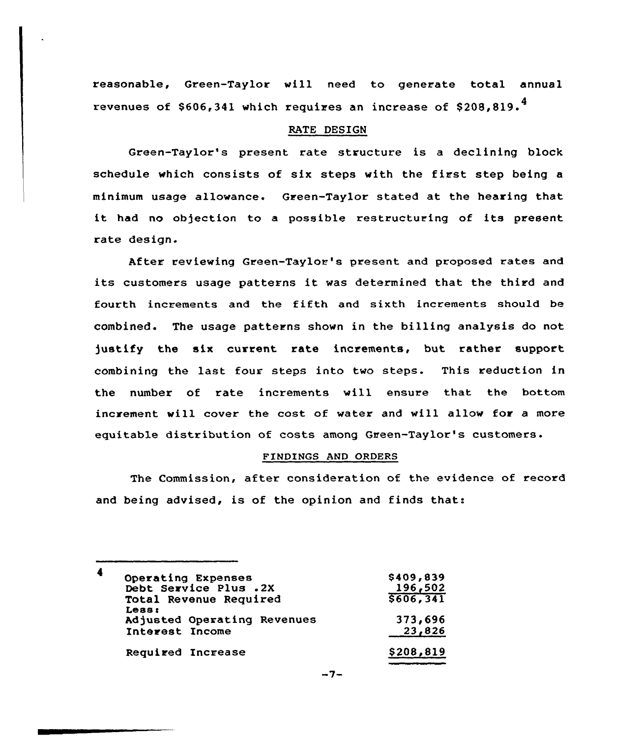reasonable, Green-Taylor will need to generate total annual revenues of $606,341 which requires an increase of $208,819.[4]

## RATE DESIGN

Green-Taylor's present rate structure is a declining block schedule which consists of six steps with the first step being a minimum usage allowance. Green-Taylor stated at the hearing that it had no objection to a possible restructuring of its present rate design.

After reviewing Green-Taylor's present and proposed rates and its customers usage patterns it was determined that the third and fourth increments and the fifth and sixth increments should be combined. The usage patterns shown in the billing analysis do not justify the six current rate increments, but rather support combining the last four steps into two steps. This reduction in the number of rate increments will ensure that the bottom increment will cover the cost of water and will allow for a more equitable distribution of costs among Green-Taylor's customers.

## FINDINGS AND ORDERS

The Commission, after consideration of the evidence of record and being advised, is of the opinion and finds that:

---

[4]

| | |
|---|---|
| Operating Expenses | $409,839 |
| Debt Service Plus .2X | 196,502 |
| Total Revenue Required | $606,341 |
| Less: | |
| Adjusted Operating Revenues | 373,696 |
| Interest Income | 23,826 |
| Required Increase | $208,819 |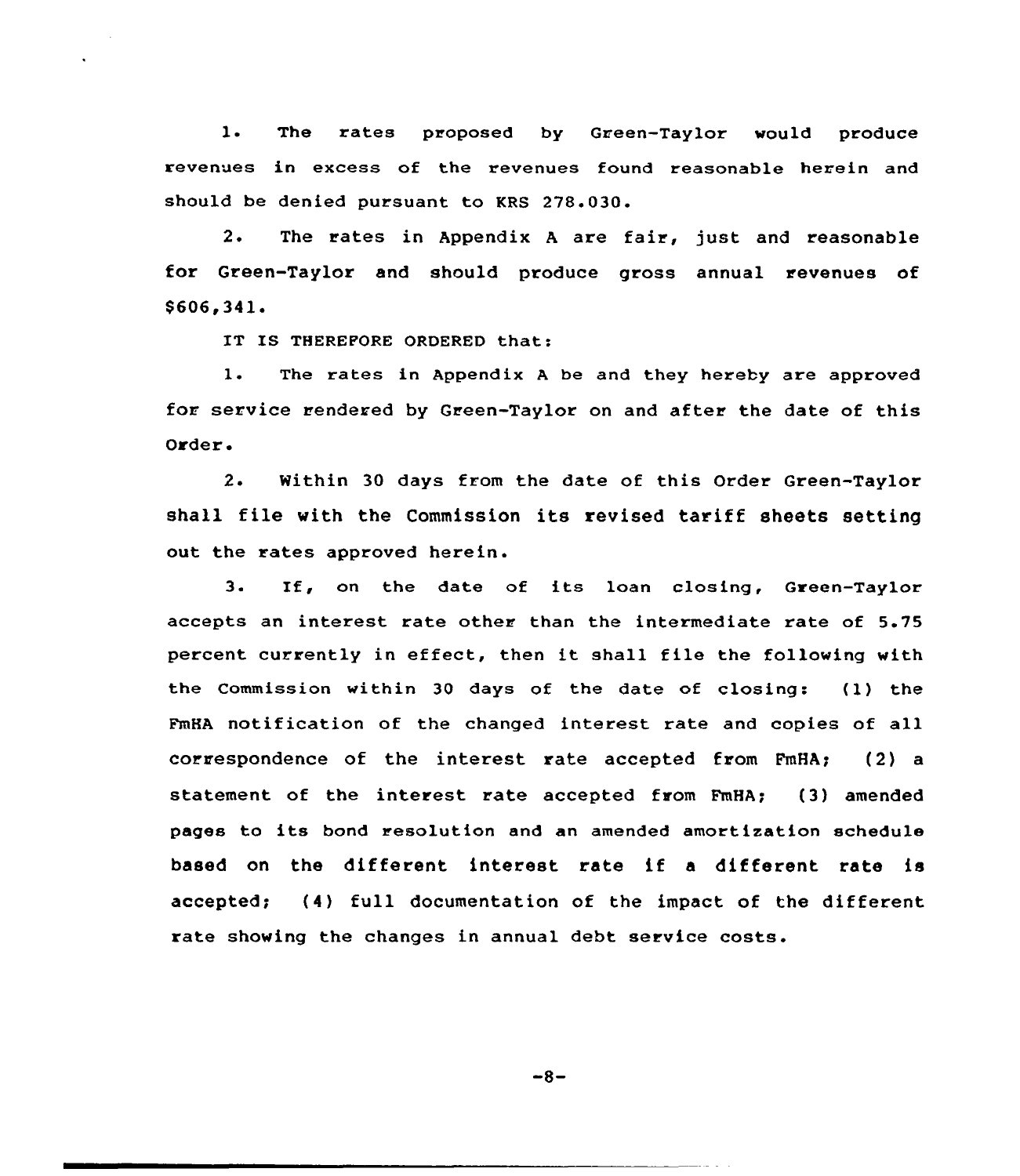1. The rates proposed by Green-Taylor would produce revenues in excess of the revenues found reasonable herein and should be denied pursuant to KRS 278.030.

2. The rates in Appendix A are fair, just and reasonable for Green-Taylor and should produce gross annual revenues of $606,341.

IT IS THEREFORE ORDERED that:

1. The rates in Appendix A be and they hereby are approved for service rendered by Green-Taylor on and after the date of this Order.

2. Within 30 days from the date of this Order Green-Taylor shall file with the Commission its revised tariff sheets setting out the rates approved herein.

3. If, on the date of its loan closing, Green-Taylor accepts an interest rate other than the intermediate rate of 5.75 percent currently in effect, then it shall file the following with the Commission within 30 days of the date of closing: (1) the FmHA notification of the changed interest rate and copies of all correspondence of the interest rate accepted from FmHA; (2) a statement of the interest rate accepted from FmHA; (3) amended pages to its bond resolution and an amended amortization schedule based on the different interest rate if a different rate is accepted; (4) full documentation of the impact of the different rate showing the changes in annual debt service costs.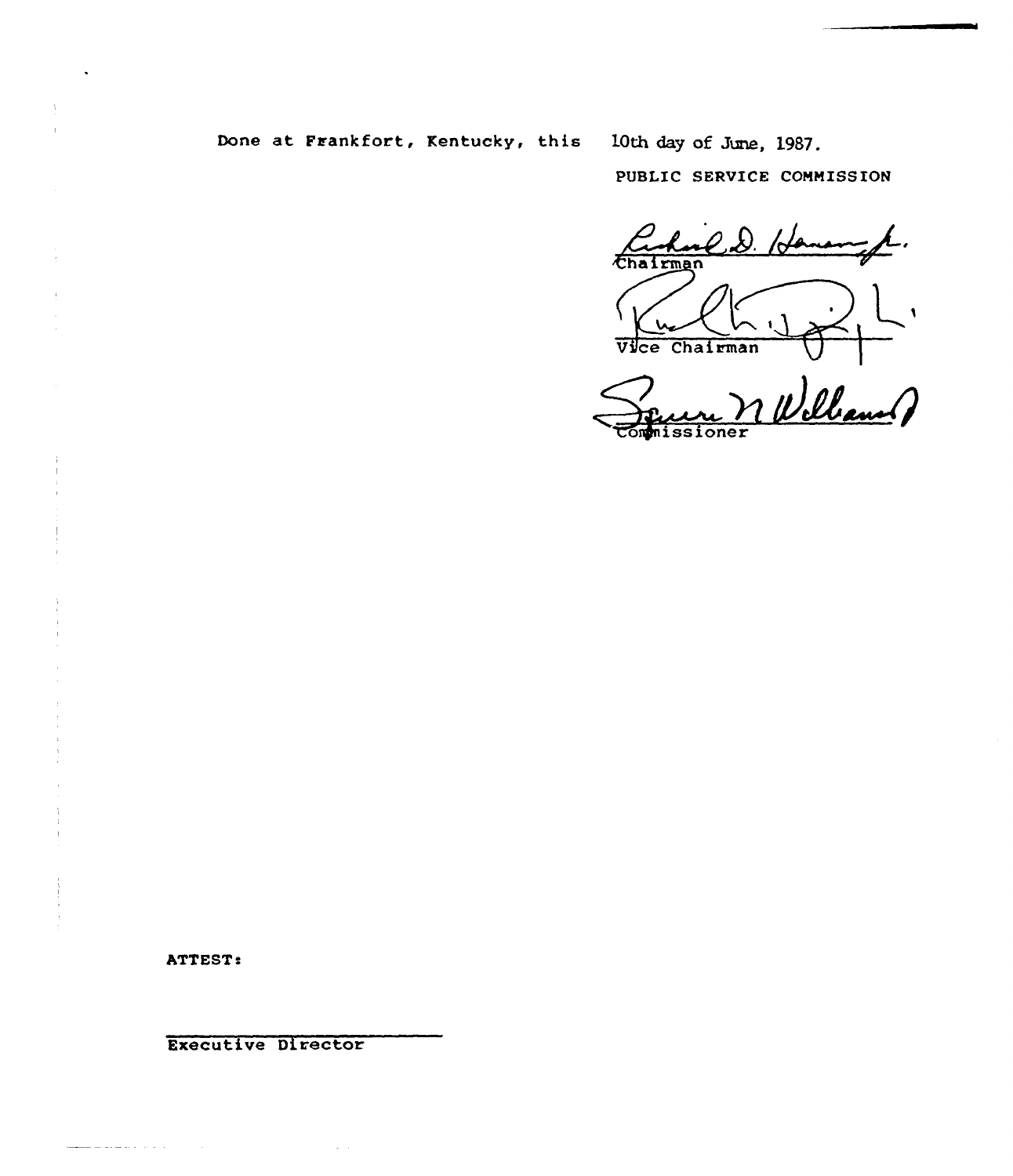Done at Frankfort, Kentucky, this 10th day of June, 1987.

PUBLIC SERVICE COMMISSION

Chairman

Vice Chairman

Commissioner

ATTEST:

Executive Director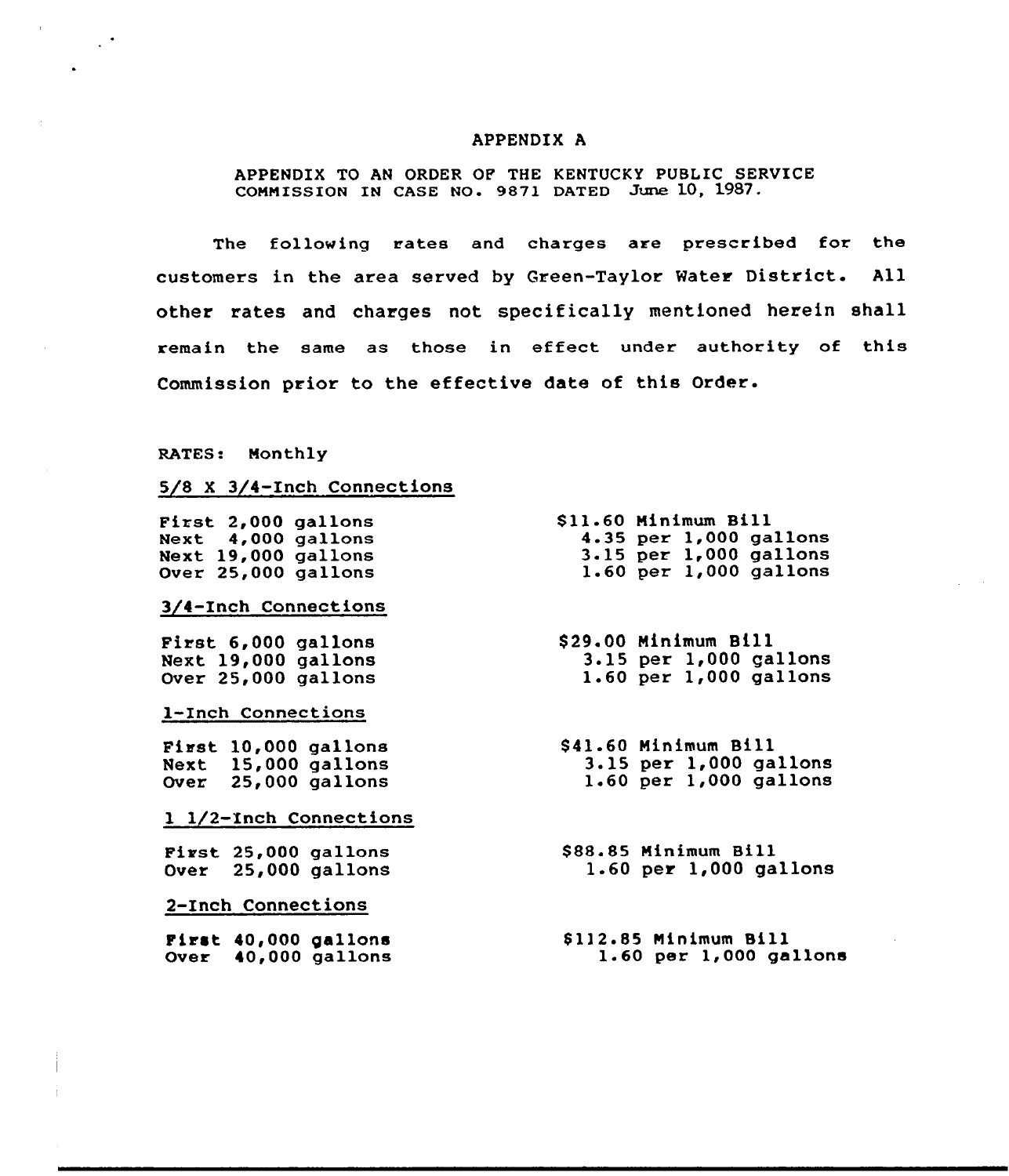# APPENDIX A

APPENDIX TO AN ORDER OF THE KENTUCKY PUBLIC SERVICE COMMISSION IN CASE NO. 9871 DATED June 10, 1987.

The following rates and charges are prescribed for the customers in the area served by Green-Taylor Water District. All other rates and charges not specifically mentioned herein shall remain the same as those in effect under authority of this Commission prior to the effective date of this Order.

RATES: Monthly

<u>5/8 X 3/4-Inch Connections</u>

| | |
|---|---|
| First 2,000 gallons | $11.60 Minimum Bill |
| Next 4,000 gallons | 4.35 per 1,000 gallons |
| Next 19,000 gallons | 3.15 per 1,000 gallons |
| Over 25,000 gallons | 1.60 per 1,000 gallons |

<u>3/4-Inch Connections</u>

| | |
|---|---|
| First 6,000 gallons | $29.00 Minimum Bill |
| Next 19,000 gallons | 3.15 per 1,000 gallons |
| Over 25,000 gallons | 1.60 per 1,000 gallons |

<u>1-Inch Connections</u>

| | |
|---|---|
| First 10,000 gallons | $41.60 Minimum Bill |
| Next 15,000 gallons | 3.15 per 1,000 gallons |
| Over 25,000 gallons | 1.60 per 1,000 gallons |

<u>1 1/2-Inch Connections</u>

| | |
|---|---|
| First 25,000 gallons | $88.85 Minimum Bill |
| Over 25,000 gallons | 1.60 per 1,000 gallons |

<u>2-Inch Connections</u>

| | |
|---|---|
| First 40,000 gallons | $112.85 Minimum Bill |
| Over 40,000 gallons | 1.60 per 1,000 gallons |